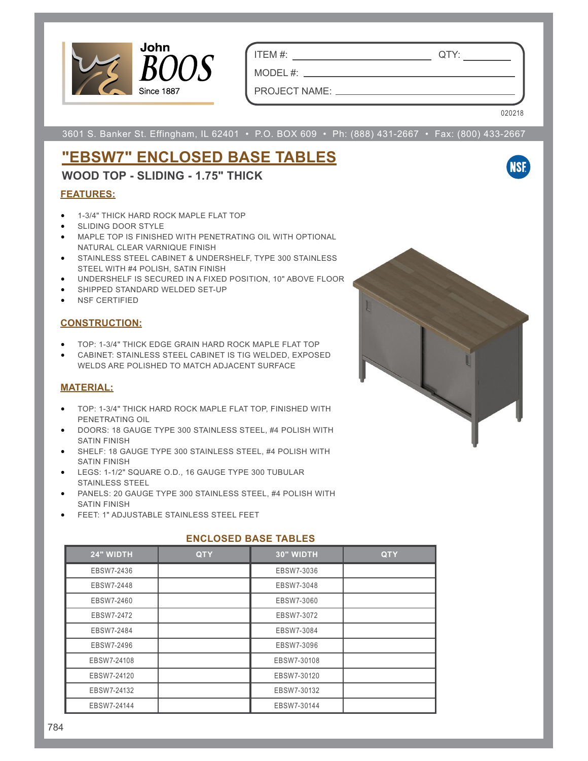John BOOS
Since 1887

ITEM #: ______________________ QTY: __________

MODEL #: ______________________

PROJECT NAME: ______________________

020218

3601 S. Banker St. Effingham, IL 62401 • P.O. BOX 609 • Ph: (888) 431-2667 • Fax: (800) 433-2667

# "EBSW7" ENCLOSED BASE TABLES

## WOOD TOP - SLIDING - 1.75" THICK

### FEATURES:

- 1-3/4" THICK HARD ROCK MAPLE FLAT TOP
- SLIDING DOOR STYLE
- MAPLE TOP IS FINISHED WITH PENETRATING OIL WITH OPTIONAL NATURAL CLEAR VARNIQUE FINISH
- STAINLESS STEEL CABINET & UNDERSHELF, TYPE 300 STAINLESS STEEL WITH #4 POLISH, SATIN FINISH
- UNDERSHELF IS SECURED IN A FIXED POSITION, 10" ABOVE FLOOR
- SHIPPED STANDARD WELDED SET-UP
- NSF CERTIFIED

### CONSTRUCTION:

- TOP: 1-3/4" THICK EDGE GRAIN HARD ROCK MAPLE FLAT TOP
- CABINET: STAINLESS STEEL CABINET IS TIG WELDED, EXPOSED WELDS ARE POLISHED TO MATCH ADJACENT SURFACE

### MATERIAL:

- TOP: 1-3/4" THICK HARD ROCK MAPLE FLAT TOP, FINISHED WITH PENETRATING OIL
- DOORS: 18 GAUGE TYPE 300 STAINLESS STEEL, #4 POLISH WITH SATIN FINISH
- SHELF: 18 GAUGE TYPE 300 STAINLESS STEEL, #4 POLISH WITH SATIN FINISH
- LEGS: 1-1/2" SQUARE O.D., 16 GAUGE TYPE 300 TUBULAR STAINLESS STEEL
- PANELS: 20 GAUGE TYPE 300 STAINLESS STEEL, #4 POLISH WITH SATIN FINISH
- FEET: 1" ADJUSTABLE STAINLESS STEEL FEET

### ENCLOSED BASE TABLES

| 24" WIDTH | QTY | 30" WIDTH | QTY |
|---|---|---|---|
| EBSW7-2436 | | EBSW7-3036 | |
| EBSW7-2448 | | EBSW7-3048 | |
| EBSW7-2460 | | EBSW7-3060 | |
| EBSW7-2472 | | EBSW7-3072 | |
| EBSW7-2484 | | EBSW7-3084 | |
| EBSW7-2496 | | EBSW7-3096 | |
| EBSW7-24108 | | EBSW7-30108 | |
| EBSW7-24120 | | EBSW7-30120 | |
| EBSW7-24132 | | EBSW7-30132 | |
| EBSW7-24144 | | EBSW7-30144 | |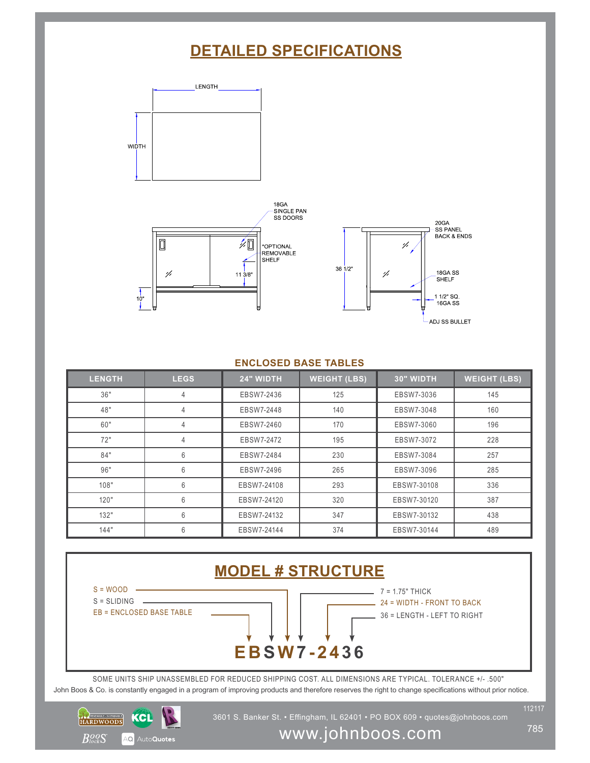# DETAILED SPECIFICATIONS

LENGTH

WIDTH

18GA SINGLE PAN SS DOORS

*OPTIONAL REMOVABLE SHELF

11 3/8"

10"

36 1/2"

20GA SS PANEL BACK & ENDS

18GA SS SHELF

1 1/2" SQ. 16GA SS

ADJ SS BULLET

## ENCLOSED BASE TABLES

| LENGTH | LEGS | 24" WIDTH | WEIGHT (LBS) | 30" WIDTH | WEIGHT (LBS) |
|---|---|---|---|---|---|
| 36" | 4 | EBSW7-2436 | 125 | EBSW7-3036 | 145 |
| 48" | 4 | EBSW7-2448 | 140 | EBSW7-3048 | 160 |
| 60" | 4 | EBSW7-2460 | 170 | EBSW7-3060 | 196 |
| 72" | 4 | EBSW7-2472 | 195 | EBSW7-3072 | 228 |
| 84" | 6 | EBSW7-2484 | 230 | EBSW7-3084 | 257 |
| 96" | 6 | EBSW7-2496 | 265 | EBSW7-3096 | 285 |
| 108" | 6 | EBSW7-24108 | 293 | EBSW7-30108 | 336 |
| 120" | 6 | EBSW7-24120 | 320 | EBSW7-30120 | 387 |
| 132" | 6 | EBSW7-24132 | 347 | EBSW7-30132 | 438 |
| 144" | 6 | EBSW7-24144 | 374 | EBSW7-30144 | 489 |

## MODEL # STRUCTURE

- S = WOOD
- S = SLIDING
- EB = ENCLOSED BASE TABLE
- 7 = 1.75" THICK
- 24 = WIDTH - FRONT TO BACK
- 36 = LENGTH - LEFT TO RIGHT

**EBSW7-2436**

SOME UNITS SHIP UNASSEMBLED FOR REDUCED SHIPPING COST. ALL DIMENSIONS ARE TYPICAL. TOLERANCE +/- .500"

John Boos & Co. is constantly engaged in a program of improving products and therefore reserves the right to change specifications without prior notice.

3601 S. Banker St. • Effingham, IL 62401 • PO BOX 609 • quotes@johnboos.com

www.johnboos.com

112117